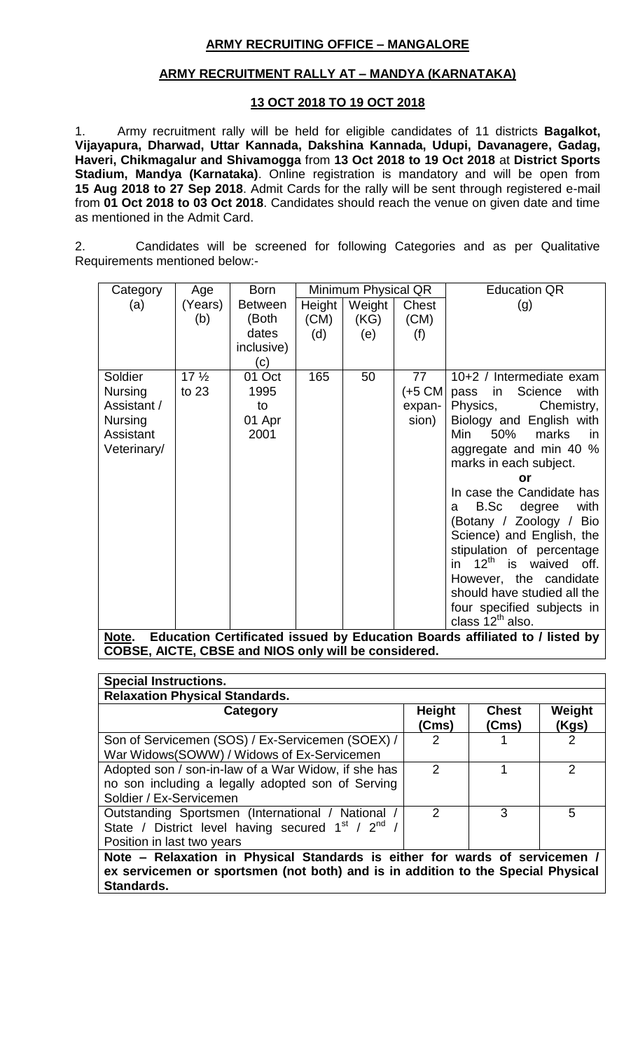**ARMY RECRUITING OFFICE – MANGALORE**

**ARMY RECRUITMENT RALLY AT – MANDYA (KARNATAKA)**

**13 OCT 2018 TO 19 OCT 2018**

1. Army recruitment rally will be held for eligible candidates of 11 districts **Bagalkot, Vijayapura, Dharwad, Uttar Kannada, Dakshina Kannada, Udupi, Davanagere, Gadag, Haveri, Chikmagalur and Shivamogga** from **13 Oct 2018 to 19 Oct 2018** at **District Sports Stadium, Mandya (Karnataka)**. Online registration is mandatory and will be open from **15 Aug 2018 to 27 Sep 2018**. Admit Cards for the rally will be sent through registered e-mail from **01 Oct 2018 to 03 Oct 2018**. Candidates should reach the venue on given date and time as mentioned in the Admit Card.

2. Candidates will be screened for following Categories and as per Qualitative Requirements mentioned below:-

| Category (a) | Age (Years) (b) | Born Between (Both dates inclusive) (c) | Minimum Physical QR | | | Education QR (g) |
|---|---|---|---|---|---|---|
| | | | Height (CM) (d) | Weight (KG) (e) | Chest (CM) (f) | |
| Soldier Nursing Assistant / Nursing Assistant Veterinary/ | 17 ½ to 23 | 01 Oct 1995 to 01 Apr 2001 | 165 | 50 | 77 (+5 CM expan-sion) | 10+2 / Intermediate exam pass in Science with Physics, Chemistry, Biology and English with Min 50% marks in aggregate and min 40 % marks in each subject. **or** In case the Candidate has a B.Sc degree with (Botany / Zoology / Bio Science) and English, the stipulation of percentage in 12th is waived off. However, the candidate should have studied all the four specified subjects in class 12th also. |

**Note. Education Certificated issued by Education Boards affiliated to / listed by COBSE, AICTE, CBSE and NIOS only will be considered.**

**Special Instructions.**

**Relaxation Physical Standards.**

| **Category** | **Height (Cms)** | **Chest (Cms)** | **Weight (Kgs)** |
|---|---|---|---|
| Son of Servicemen (SOS) / Ex-Servicemen (SOEX) / War Widows(SOWW) / Widows of Ex-Servicemen | 2 | 1 | 2 |
| Adopted son / son-in-law of a War Widow, if she has no son including a legally adopted son of Serving Soldier / Ex-Servicemen | 2 | 1 | 2 |
| Outstanding Sportsmen (International / National / State / District level having secured 1st / 2nd / Position in last two years | 2 | 3 | 5 |

**Note – Relaxation in Physical Standards is either for wards of servicemen / ex servicemen or sportsmen (not both) and is in addition to the Special Physical Standards.**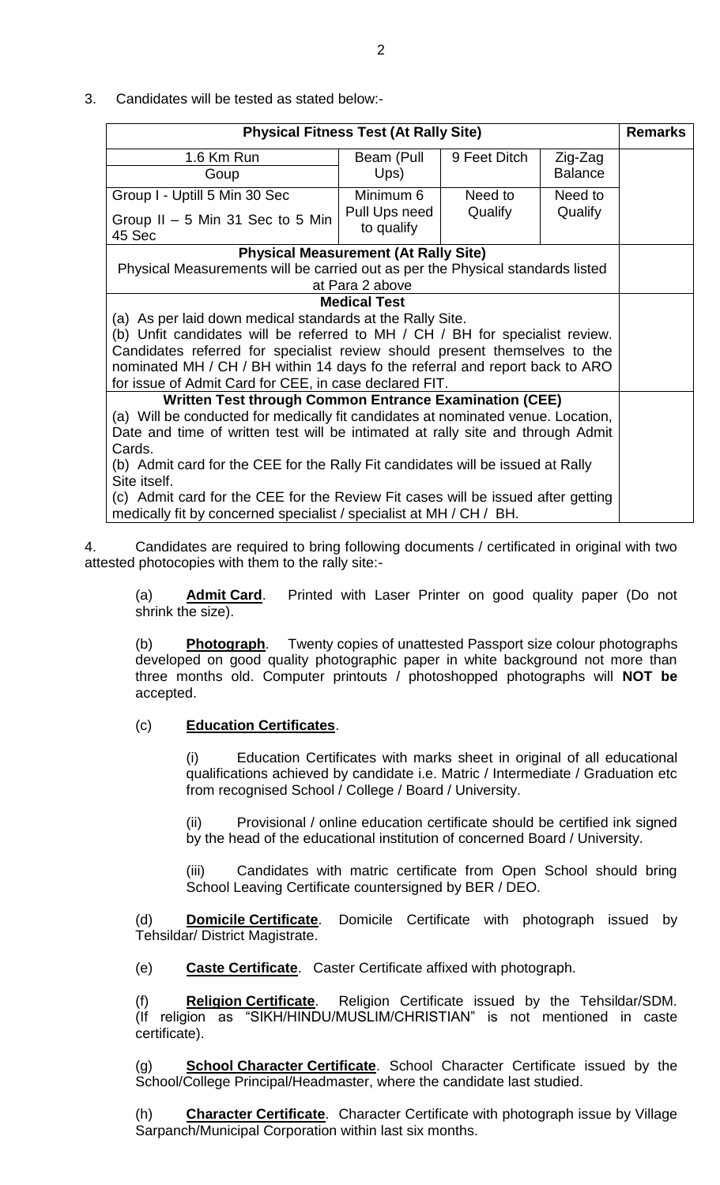3. Candidates will be tested as stated below:-

| Physical Fitness Test (At Rally Site) | | | | Remarks |
|---|---|---|---|---|
| 1.6 Km Run<br>Goup | Beam (Pull Ups) | 9 Feet Ditch | Zig-Zag Balance | |
| Group I - Uptill 5 Min 30 Sec<br>Group II – 5 Min 31 Sec to 5 Min 45 Sec | Minimum 6 Pull Ups need to qualify | Need to Qualify | Need to Qualify | |
| **Physical Measurement (At Rally Site)**<br>Physical Measurements will be carried out as per the Physical standards listed at Para 2 above | | | | |
| **Medical Test**<br>(a) As per laid down medical standards at the Rally Site.<br>(b) Unfit candidates will be referred to MH / CH / BH for specialist review. Candidates referred for specialist review should present themselves to the nominated MH / CH / BH within 14 days fo the referral and report back to ARO for issue of Admit Card for CEE, in case declared FIT. | | | | |
| **Written Test through Common Entrance Examination (CEE)**<br>(a) Will be conducted for medically fit candidates at nominated venue. Location, Date and time of written test will be intimated at rally site and through Admit Cards.<br>(b) Admit card for the CEE for the Rally Fit candidates will be issued at Rally Site itself.<br>(c) Admit card for the CEE for the Review Fit cases will be issued after getting medically fit by concerned specialist / specialist at MH / CH / BH. | | | | |

4. Candidates are required to bring following documents / certificated in original with two attested photocopies with them to the rally site:-

(a) **Admit Card**. Printed with Laser Printer on good quality paper (Do not shrink the size).

(b) **Photograph**. Twenty copies of unattested Passport size colour photographs developed on good quality photographic paper in white background not more than three months old. Computer printouts / photoshopped photographs will **NOT be** accepted.

(c) **Education Certificates**.

(i) Education Certificates with marks sheet in original of all educational qualifications achieved by candidate i.e. Matric / Intermediate / Graduation etc from recognised School / College / Board / University.

(ii) Provisional / online education certificate should be certified ink signed by the head of the educational institution of concerned Board / University.

(iii) Candidates with matric certificate from Open School should bring School Leaving Certificate countersigned by BER / DEO.

(d) **Domicile Certificate**. Domicile Certificate with photograph issued by Tehsildar/ District Magistrate.

(e) **Caste Certificate**. Caster Certificate affixed with photograph.

(f) **Religion Certificate**. Religion Certificate issued by the Tehsildar/SDM. (If religion as "SIKH/HINDU/MUSLIM/CHRISTIAN" is not mentioned in caste certificate).

(g) **School Character Certificate**. School Character Certificate issued by the School/College Principal/Headmaster, where the candidate last studied.

(h) **Character Certificate**. Character Certificate with photograph issue by Village Sarpanch/Municipal Corporation within last six months.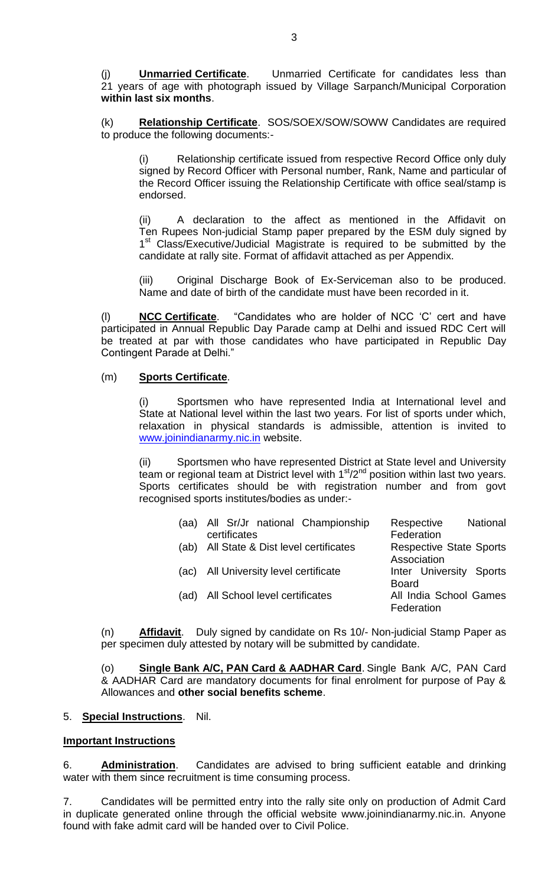(j) **Unmarried Certificate**. Unmarried Certificate for candidates less than 21 years of age with photograph issued by Village Sarpanch/Municipal Corporation **within last six months**.

(k) **Relationship Certificate**. SOS/SOEX/SOW/SOWW Candidates are required to produce the following documents:-

(i) Relationship certificate issued from respective Record Office only duly signed by Record Officer with Personal number, Rank, Name and particular of the Record Officer issuing the Relationship Certificate with office seal/stamp is endorsed.

(ii) A declaration to the affect as mentioned in the Affidavit on Ten Rupees Non-judicial Stamp paper prepared by the ESM duly signed by 1st Class/Executive/Judicial Magistrate is required to be submitted by the candidate at rally site. Format of affidavit attached as per Appendix.

(iii) Original Discharge Book of Ex-Serviceman also to be produced. Name and date of birth of the candidate must have been recorded in it.

(l) **NCC Certificate**. "Candidates who are holder of NCC 'C' cert and have participated in Annual Republic Day Parade camp at Delhi and issued RDC Cert will be treated at par with those candidates who have participated in Republic Day Contingent Parade at Delhi."

(m) **Sports Certificate**.

(i) Sportsmen who have represented India at International level and State at National level within the last two years. For list of sports under which, relaxation in physical standards is admissible, attention is invited to www.joinindianarmy.nic.in website.

(ii) Sportsmen who have represented District at State level and University team or regional team at District level with 1st/2nd position within last two years. Sports certificates should be with registration number and from govt recognised sports institutes/bodies as under:-

| | | |
|---|---|---|
| (aa) | All Sr/Jr national Championship certificates | Respective National Federation |
| (ab) | All State & Dist level certificates | Respective State Sports Association |
| (ac) | All University level certificate | Inter University Sports Board |
| (ad) | All School level certificates | All India School Games Federation |

(n) **Affidavit**. Duly signed by candidate on Rs 10/- Non-judicial Stamp Paper as per specimen duly attested by notary will be submitted by candidate.

(o) **Single Bank A/C, PAN Card & AADHAR Card**. Single Bank A/C, PAN Card & AADHAR Card are mandatory documents for final enrolment for purpose of Pay & Allowances and **other social benefits scheme**.

5. **Special Instructions**. Nil.

**Important Instructions**

6. **Administration**. Candidates are advised to bring sufficient eatable and drinking water with them since recruitment is time consuming process.

7. Candidates will be permitted entry into the rally site only on production of Admit Card in duplicate generated online through the official website www.joinindianarmy.nic.in. Anyone found with fake admit card will be handed over to Civil Police.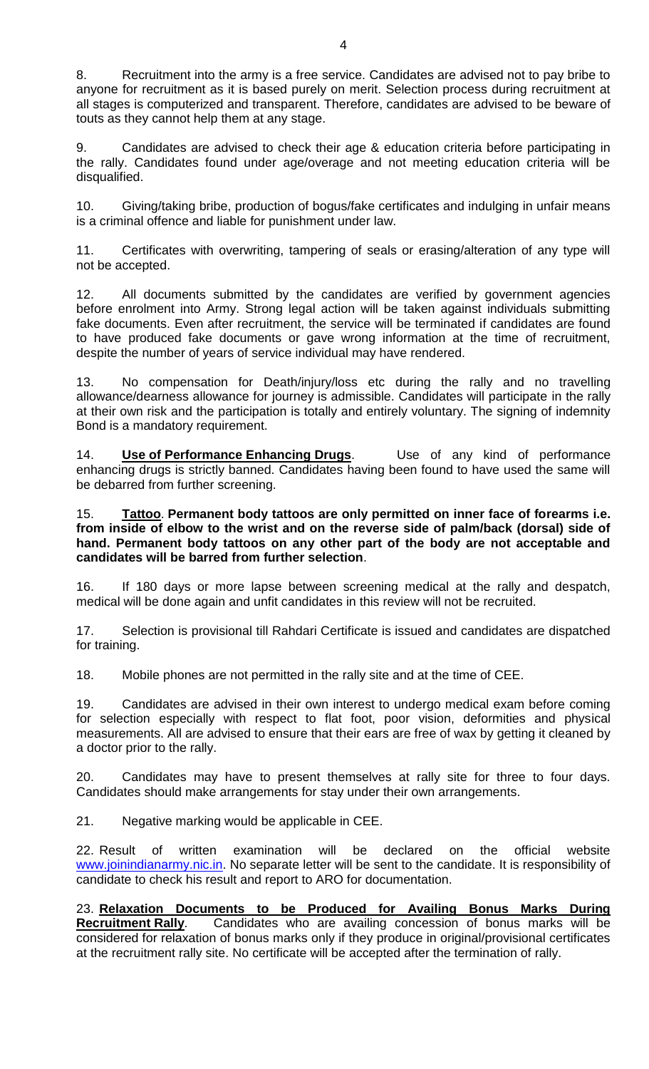8. Recruitment into the army is a free service. Candidates are advised not to pay bribe to anyone for recruitment as it is based purely on merit. Selection process during recruitment at all stages is computerized and transparent. Therefore, candidates are advised to be beware of touts as they cannot help them at any stage.

9. Candidates are advised to check their age & education criteria before participating in the rally. Candidates found under age/overage and not meeting education criteria will be disqualified.

10. Giving/taking bribe, production of bogus/fake certificates and indulging in unfair means is a criminal offence and liable for punishment under law.

11. Certificates with overwriting, tampering of seals or erasing/alteration of any type will not be accepted.

12. All documents submitted by the candidates are verified by government agencies before enrolment into Army. Strong legal action will be taken against individuals submitting fake documents. Even after recruitment, the service will be terminated if candidates are found to have produced fake documents or gave wrong information at the time of recruitment, despite the number of years of service individual may have rendered.

13. No compensation for Death/injury/loss etc during the rally and no travelling allowance/dearness allowance for journey is admissible. Candidates will participate in the rally at their own risk and the participation is totally and entirely voluntary. The signing of indemnity Bond is a mandatory requirement.

14. **<u>Use of Performance Enhancing Drugs</u>**. Use of any kind of performance enhancing drugs is strictly banned. Candidates having been found to have used the same will be debarred from further screening.

15. **<u>Tattoo</u>**. **Permanent body tattoos are only permitted on inner face of forearms i.e. from inside of elbow to the wrist and on the reverse side of palm/back (dorsal) side of hand. Permanent body tattoos on any other part of the body are not acceptable and candidates will be barred from further selection**.

16. If 180 days or more lapse between screening medical at the rally and despatch, medical will be done again and unfit candidates in this review will not be recruited.

17. Selection is provisional till Rahdari Certificate is issued and candidates are dispatched for training.

18. Mobile phones are not permitted in the rally site and at the time of CEE.

19. Candidates are advised in their own interest to undergo medical exam before coming for selection especially with respect to flat foot, poor vision, deformities and physical measurements. All are advised to ensure that their ears are free of wax by getting it cleaned by a doctor prior to the rally.

20. Candidates may have to present themselves at rally site for three to four days. Candidates should make arrangements for stay under their own arrangements.

21. Negative marking would be applicable in CEE.

22. Result of written examination will be declared on the official website www.joinindianarmy.nic.in. No separate letter will be sent to the candidate. It is responsibility of candidate to check his result and report to ARO for documentation.

23. **<u>Relaxation Documents to be Produced for Availing Bonus Marks During Recruitment Rally</u>**. Candidates who are availing concession of bonus marks will be considered for relaxation of bonus marks only if they produce in original/provisional certificates at the recruitment rally site. No certificate will be accepted after the termination of rally.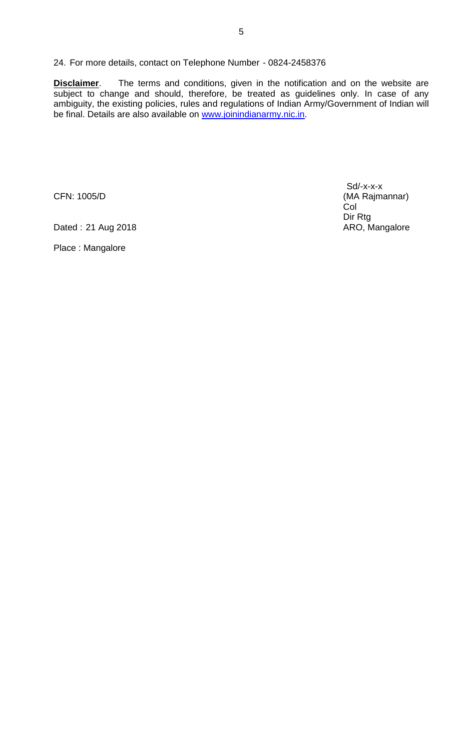24. For more details, contact on Telephone Number - 0824-2458376

**Disclaimer**. The terms and conditions, given in the notification and on the website are subject to change and should, therefore, be treated as guidelines only. In case of any ambiguity, the existing policies, rules and regulations of Indian Army/Government of Indian will be final. Details are also available on [www.joinindianarmy.nic.in](http://www.joinindianarmy.nic.in).

Sd/-x-x-x
(MA Rajmannar)
Col
Dir Rtg
ARO, Mangalore

CFN: 1005/D

Dated : 21 Aug 2018

Place : Mangalore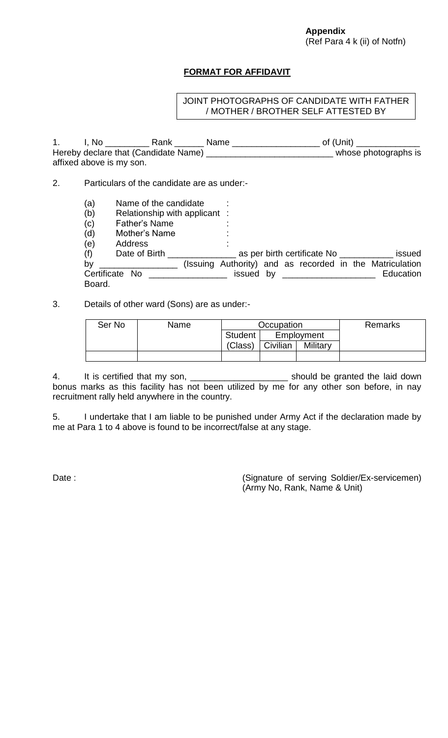**Appendix**
(Ref Para 4 k (ii) of Notfn)

## FORMAT FOR AFFIDAVIT

JOINT PHOTOGRAPHS OF CANDIDATE WITH FATHER / MOTHER / BROTHER SELF ATTESTED BY

1. I, No _________ Rank ______ Name _________________ of (Unit) _____________ Hereby declare that (Candidate Name) __________________________ whose photographs is affixed above is my son.

2. Particulars of the candidate are as under:-

   (a) Name of the candidate :
   (b) Relationship with applicant :
   (c) Father's Name :
   (d) Mother's Name :
   (e) Address :
   (f) Date of Birth ______________ as per birth certificate No ___________ issued by ________________ (Issuing Authority) and as recorded in the Matriculation Certificate No ________________ issued by ___________________ Education Board.

3. Details of other ward (Sons) are as under:-

| Ser No | Name | Occupation | | | Remarks |
|---|---|---|---|---|---|
| | | Student | Employment | | |
| | | (Class) | Civilian | Military | |
| | | | | | |

4. It is certified that my son, ____________________ should be granted the laid down bonus marks as this facility has not been utilized by me for any other son before, in nay recruitment rally held anywhere in the country.

5. I undertake that I am liable to be punished under Army Act if the declaration made by me at Para 1 to 4 above is found to be incorrect/false at any stage.

Date :

(Signature of serving Soldier/Ex-servicemen)
(Army No, Rank, Name & Unit)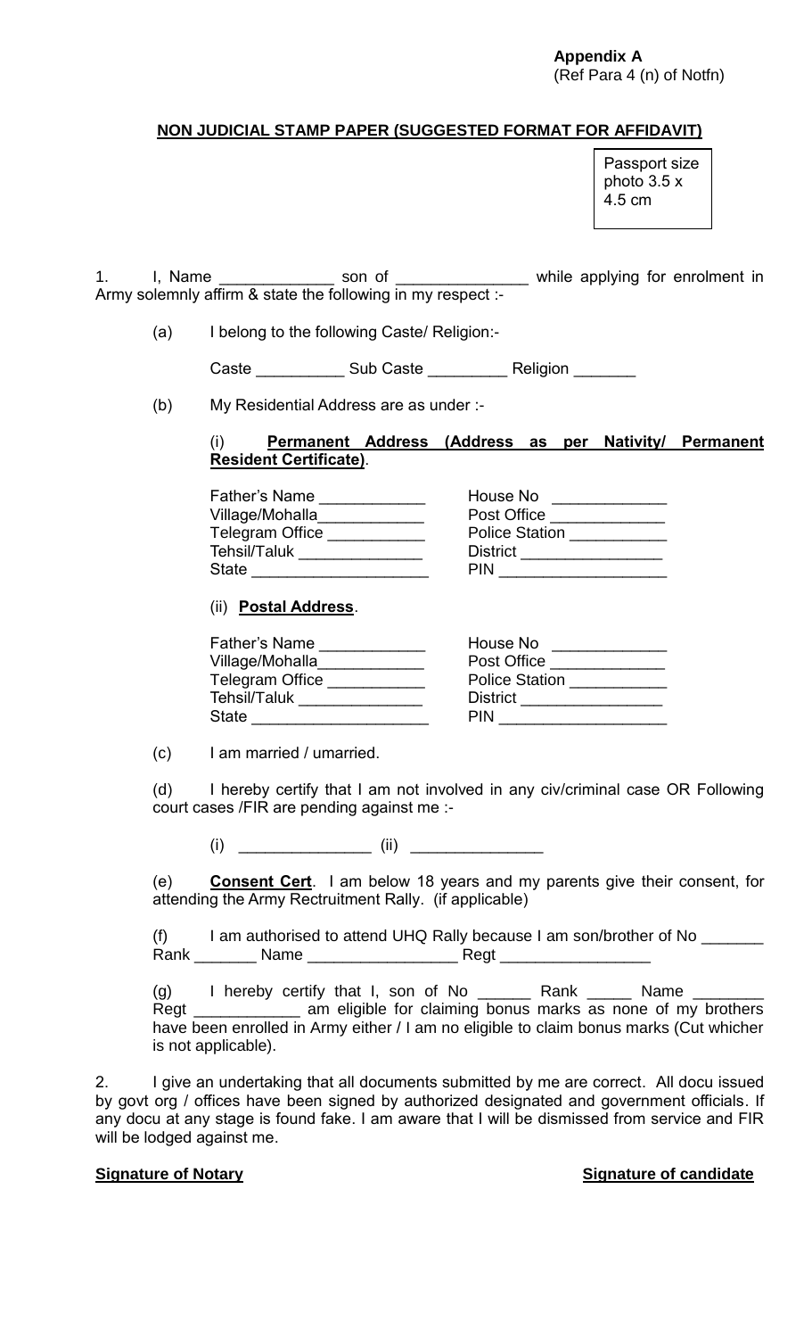**Appendix A**
(Ref Para 4 (n) of Notfn)

**NON JUDICIAL STAMP PAPER (SUGGESTED FORMAT FOR AFFIDAVIT)**

Passport size photo 3.5 x 4.5 cm

1. I, Name _____________ son of _______________ while applying for enrolment in Army solemnly affirm & state the following in my respect :-

(a) I belong to the following Caste/ Religion:-

Caste __________ Sub Caste _________ Religion _______

(b) My Residential Address are as under :-

(i) **Permanent Address (Address as per Nativity/ Permanent Resident Certificate)**.

| | |
|---|---|
| Father's Name ____________ | House No _____________ |
| Village/Mohalla____________ | Post Office _____________ |
| Telegram Office ___________ | Police Station ___________ |
| Tehsil/Taluk ______________ | District ________________ |
| State ____________________ | PIN ___________________ |

(ii) **Postal Address**.

| | |
|---|---|
| Father's Name ____________ | House No _____________ |
| Village/Mohalla____________ | Post Office _____________ |
| Telegram Office ___________ | Police Station ___________ |
| Tehsil/Taluk ______________ | District ________________ |
| State ____________________ | PIN ___________________ |

(c) I am married / umarried.

(d) I hereby certify that I am not involved in any civ/criminal case OR Following court cases /FIR are pending against me :-

(i) _______________ (ii) _______________

(e) **Consent Cert**. I am below 18 years and my parents give their consent, for attending the Army Rectruitment Rally. (if applicable)

(f) I am authorised to attend UHQ Rally because I am son/brother of No _______ Rank _______ Name _________________ Regt _________________

(g) I hereby certify that I, son of No ______ Rank _____ Name ________ Regt ____________ am eligible for claiming bonus marks as none of my brothers have been enrolled in Army either / I am no eligible to claim bonus marks (Cut whicher is not applicable).

2. I give an undertaking that all documents submitted by me are correct. All docu issued by govt org / offices have been signed by authorized designated and government officials. If any docu at any stage is found fake. I am aware that I will be dismissed from service and FIR will be lodged against me.

**Signature of Notary** **Signature of candidate**